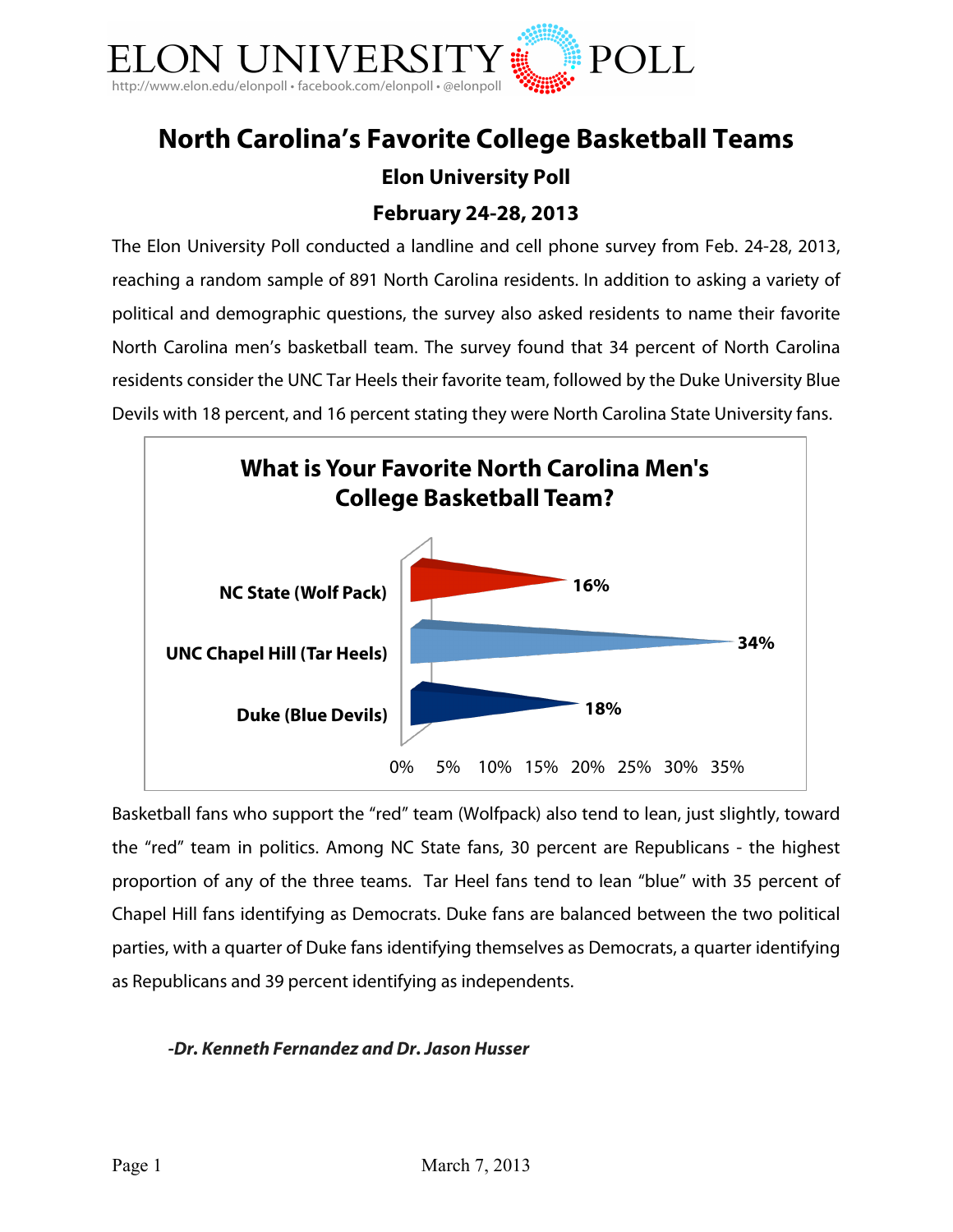# North Carolina's Favorite College Basketball Teams

## Elon University Poll

## February 24-28, 2013

The Elon University Poll conducted a landline and cell phone survey from Feb. 24-28, 2013, reaching a random sample of 891 North Carolina residents. In addition to asking a variety of political and demographic questions, the survey also asked residents to name their favorite North Carolina men's basketball team. The survey found that 34 percent of North Carolina residents consider the UNC Tar Heels their favorite team, followed by the Duke University Blue Devils with 18 percent, and 16 percent stating they were North Carolina State University fans.

**What is Your Favorite North Carolina Men's College Basketball Team?**

| Team | Percent |
|---|---|
| NC State (Wolf Pack) | 16% |
| UNC Chapel Hill (Tar Heels) | 34% |
| Duke (Blue Devils) | 18% |

Basketball fans who support the "red" team (Wolfpack) also tend to lean, just slightly, toward the "red" team in politics. Among NC State fans, 30 percent are Republicans - the highest proportion of any of the three teams. Tar Heel fans tend to lean "blue" with 35 percent of Chapel Hill fans identifying as Democrats. Duke fans are balanced between the two political parties, with a quarter of Duke fans identifying themselves as Democrats, a quarter identifying as Republicans and 39 percent identifying as independents.

***-Dr. Kenneth Fernandez and Dr. Jason Husser***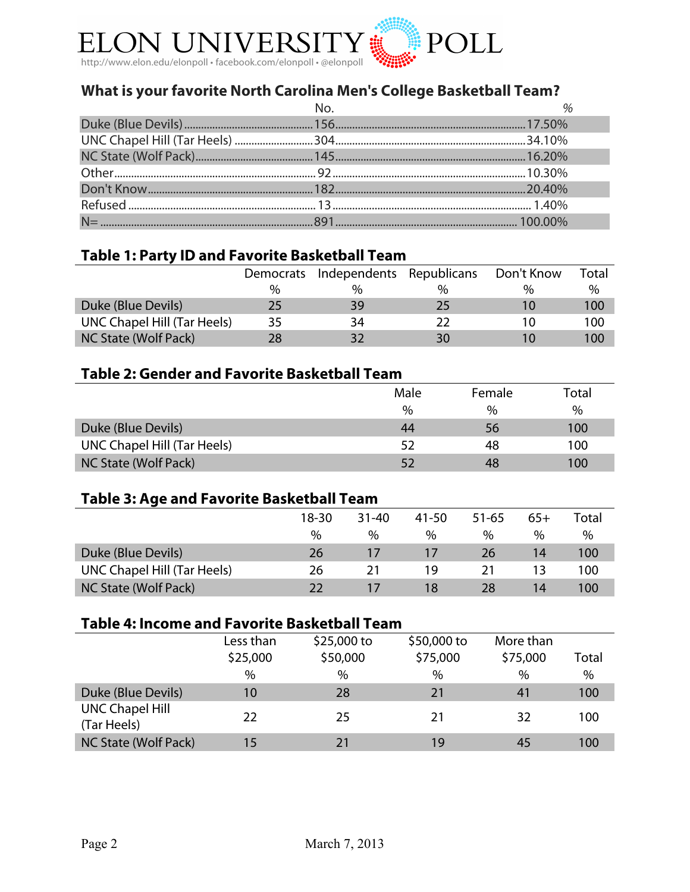## What is your favorite North Carolina Men's College Basketball Team?

| | No. | % |
|---|---|---|
| Duke (Blue Devils) | 156 | 17.50% |
| UNC Chapel Hill (Tar Heels) | 304 | 34.10% |
| NC State (Wolf Pack) | 145 | 16.20% |
| Other | 92 | 10.30% |
| Don't Know | 182 | 20.40% |
| Refused | 13 | 1.40% |
| N= | 891 | 100.00% |

## Table 1: Party ID and Favorite Basketball Team

| | Democrats | Independents | Republicans | Don't Know | Total |
|---|---|---|---|---|---|
| | % | % | % | % | % |
| Duke (Blue Devils) | 25 | 39 | 25 | 10 | 100 |
| UNC Chapel Hill (Tar Heels) | 35 | 34 | 22 | 10 | 100 |
| NC State (Wolf Pack) | 28 | 32 | 30 | 10 | 100 |

## Table 2: Gender and Favorite Basketball Team

| | Male | Female | Total |
|---|---|---|---|
| | % | % | % |
| Duke (Blue Devils) | 44 | 56 | 100 |
| UNC Chapel Hill (Tar Heels) | 52 | 48 | 100 |
| NC State (Wolf Pack) | 52 | 48 | 100 |

## Table 3: Age and Favorite Basketball Team

| | 18-30 | 31-40 | 41-50 | 51-65 | 65+ | Total |
|---|---|---|---|---|---|---|
| | % | % | % | % | % | % |
| Duke (Blue Devils) | 26 | 17 | 17 | 26 | 14 | 100 |
| UNC Chapel Hill (Tar Heels) | 26 | 21 | 19 | 21 | 13 | 100 |
| NC State (Wolf Pack) | 22 | 17 | 18 | 28 | 14 | 100 |

## Table 4: Income and Favorite Basketball Team

| | Less than $25,000 | $25,000 to $50,000 | $50,000 to $75,000 | More than $75,000 | Total |
|---|---|---|---|---|---|
| | % | % | % | % | % |
| Duke (Blue Devils) | 10 | 28 | 21 | 41 | 100 |
| UNC Chapel Hill (Tar Heels) | 22 | 25 | 21 | 32 | 100 |
| NC State (Wolf Pack) | 15 | 21 | 19 | 45 | 100 |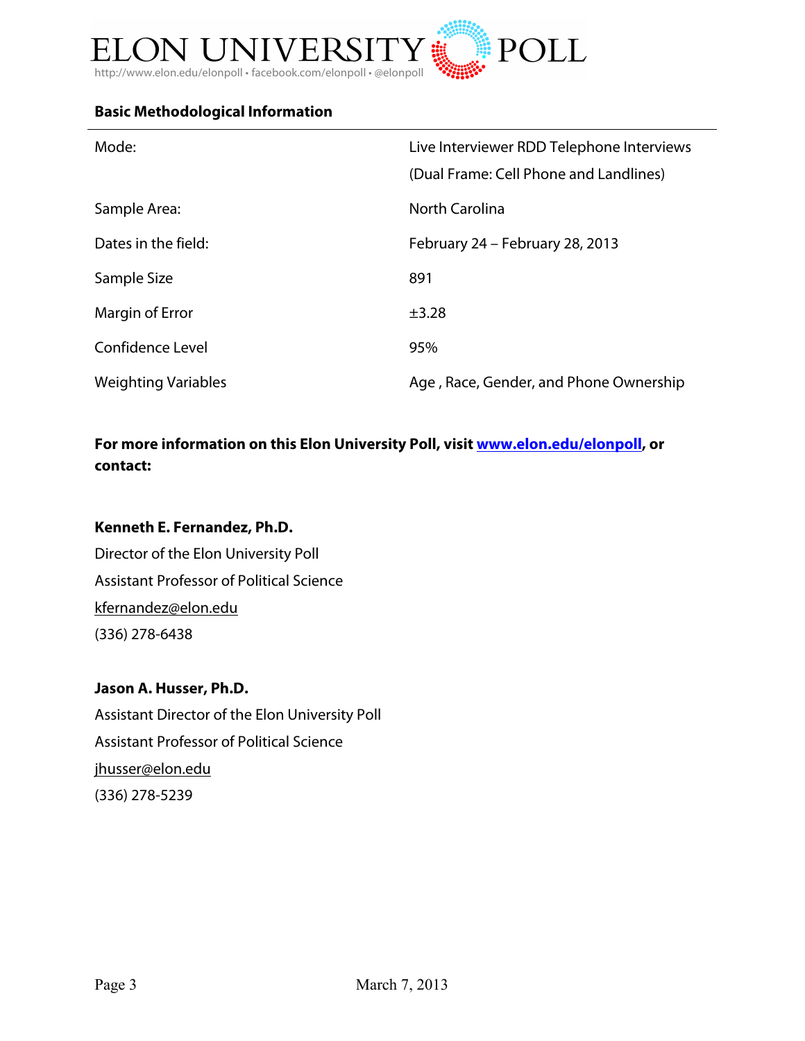# ELON UNIVERSITY POLL

http://www.elon.edu/elonpoll • facebook.com/elonpoll • @elonpoll

## Basic Methodological Information

| | |
|---|---|
| Mode: | Live Interviewer RDD Telephone Interviews (Dual Frame: Cell Phone and Landlines) |
| Sample Area: | North Carolina |
| Dates in the field: | February 24 – February 28, 2013 |
| Sample Size | 891 |
| Margin of Error | ±3.28 |
| Confidence Level | 95% |
| Weighting Variables | Age , Race, Gender, and Phone Ownership |

**For more information on this Elon University Poll, visit [www.elon.edu/elonpoll](www.elon.edu/elonpoll), or contact:**

**Kenneth E. Fernandez, Ph.D.**
Director of the Elon University Poll
Assistant Professor of Political Science
kfernandez@elon.edu
(336) 278-6438

**Jason A. Husser, Ph.D.**
Assistant Director of the Elon University Poll
Assistant Professor of Political Science
jhusser@elon.edu
(336) 278-5239